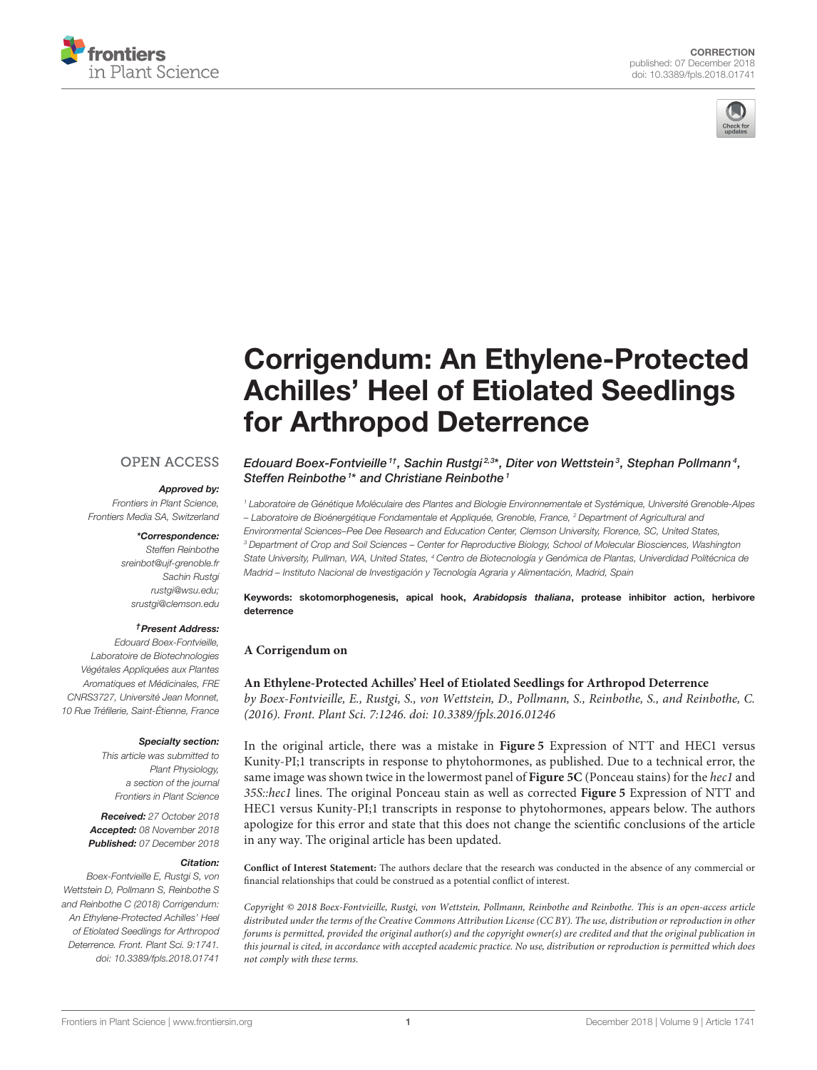CORRECTION
published: 07 December 2018
doi: 10.3389/fpls.2018.01741

# Corrigendum: An Ethylene-Protected Achilles' Heel of Etiolated Seedlings for Arthropod Deterrence

*Edouard Boex-Fontvieille[1†], Sachin Rustgi[2,3*], Diter von Wettstein[3], Stephan Pollmann[4], Steffen Reinbothe[1*] and Christiane Reinbothe[1]*

[1] Laboratoire de Génétique Moléculaire des Plantes and Biologie Environnementale et Systémique, Université Grenoble-Alpes – Laboratoire de Bioénergétique Fondamentale et Appliquée, Grenoble, France, [2] Department of Agricultural and Environmental Sciences–Pee Dee Research and Education Center, Clemson University, Florence, SC, United States, [3] Department of Crop and Soil Sciences – Center for Reproductive Biology, School of Molecular Biosciences, Washington State University, Pullman, WA, United States, [4] Centro de Biotecnología y Genómica de Plantas, Univerdidad Politécnica de Madrid – Instituto Nacional de Investigación y Tecnología Agraria y Alimentación, Madrid, Spain

**Keywords:** skotomorphogenesis, apical hook, *Arabidopsis thaliana*, protease inhibitor action, herbivore deterrence

OPEN ACCESS

***Approved by:***
Frontiers in Plant Science, Frontiers Media SA, Switzerland

***\*Correspondence:***
Steffen Reinbothe
sreinbot@ujf-grenoble.fr
Sachin Rustgi
rustgi@wsu.edu;
srustgi@clemson.edu

***†Present Address:***
Edouard Boex-Fontvieille, Laboratoire de Biotechnologies Végétales Appliquées aux Plantes Aromatiques et Médicinales, FRE CNRS3727, Université Jean Monnet, 10 Rue Tréfilerie, Saint-Étienne, France

***Specialty section:***
This article was submitted to Plant Physiology, a section of the journal Frontiers in Plant Science

***Received:*** 27 October 2018
***Accepted:*** 08 November 2018
***Published:*** 07 December 2018

***Citation:***
Boex-Fontvieille E, Rustgi S, von Wettstein D, Pollmann S, Reinbothe S and Reinbothe C (2018) Corrigendum: An Ethylene-Protected Achilles' Heel of Etiolated Seedlings for Arthropod Deterrence. Front. Plant Sci. 9:1741. doi: 10.3389/fpls.2018.01741

**A Corrigendum on**

**An Ethylene-Protected Achilles' Heel of Etiolated Seedlings for Arthropod Deterrence**
*by Boex-Fontvieille, E., Rustgi, S., von Wettstein, D., Pollmann, S., Reinbothe, S., and Reinbothe, C. (2016). Front. Plant Sci. 7:1246. doi: 10.3389/fpls.2016.01246*

In the original article, there was a mistake in **Figure 5** Expression of NTT and HEC1 versus Kunity-PI;1 transcripts in response to phytohormones, as published. Due to a technical error, the same image was shown twice in the lowermost panel of **Figure 5C** (Ponceau stains) for the *hec1* and *35S::hec1* lines. The original Ponceau stain as well as corrected **Figure 5** Expression of NTT and HEC1 versus Kunity-PI;1 transcripts in response to phytohormones, appears below. The authors apologize for this error and state that this does not change the scientific conclusions of the article in any way. The original article has been updated.

**Conflict of Interest Statement:** The authors declare that the research was conducted in the absence of any commercial or financial relationships that could be construed as a potential conflict of interest.

*Copyright © 2018 Boex-Fontvieille, Rustgi, von Wettstein, Pollmann, Reinbothe and Reinbothe. This is an open-access article distributed under the terms of the Creative Commons Attribution License (CC BY). The use, distribution or reproduction in other forums is permitted, provided the original author(s) and the copyright owner(s) are credited and that the original publication in this journal is cited, in accordance with accepted academic practice. No use, distribution or reproduction is permitted which does not comply with these terms.*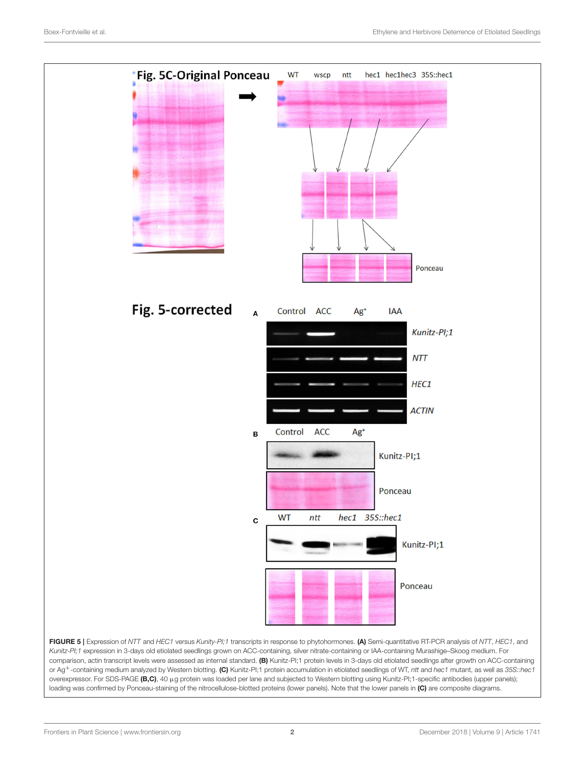Fig. 5C-Original Ponceau

WT wscp ntt hec1 hec1hec3 35S::hec1

Ponceau

Fig. 5-corrected

A

Control ACC Ag+ IAA

Kunitz-PI;1

NTT

HEC1

ACTIN

B

Control ACC Ag+

Kunitz-PI;1

Ponceau

C

WT ntt hec1 35S::hec1

Kunitz-PI;1

Ponceau

**FIGURE 5** | Expression of *NTT* and *HEC1* versus *Kunity-PI;1* transcripts in response to phytohormones. **(A)** Semi-quantitative RT-PCR analysis of *NTT*, *HEC1*, and *Kunitz-PI;1* expression in 3-days old etiolated seedlings grown on ACC-containing, silver nitrate-containing or IAA-containing Murashige–Skoog medium. For comparison, actin transcript levels were assessed as internal standard. **(B)** Kunitz-PI;1 protein levels in 3-days old etiolated seedlings after growth on ACC-containing or $Ag^{+}$-containing medium analyzed by Western blotting. **(C)** Kunitz-PI;1 protein accumulation in etiolated seedlings of WT, *ntt* and *hec1* mutant, as well as *35S::hec1* overexpressor. For SDS-PAGE **(B,C)**, 40 µg protein was loaded per lane and subjected to Western blotting using Kunitz-PI;1-specific antibodies (upper panels); loading was confirmed by Ponceau-staining of the nitrocellulose-blotted proteins (lower panels). Note that the lower panels in **(C)** are composite diagrams.